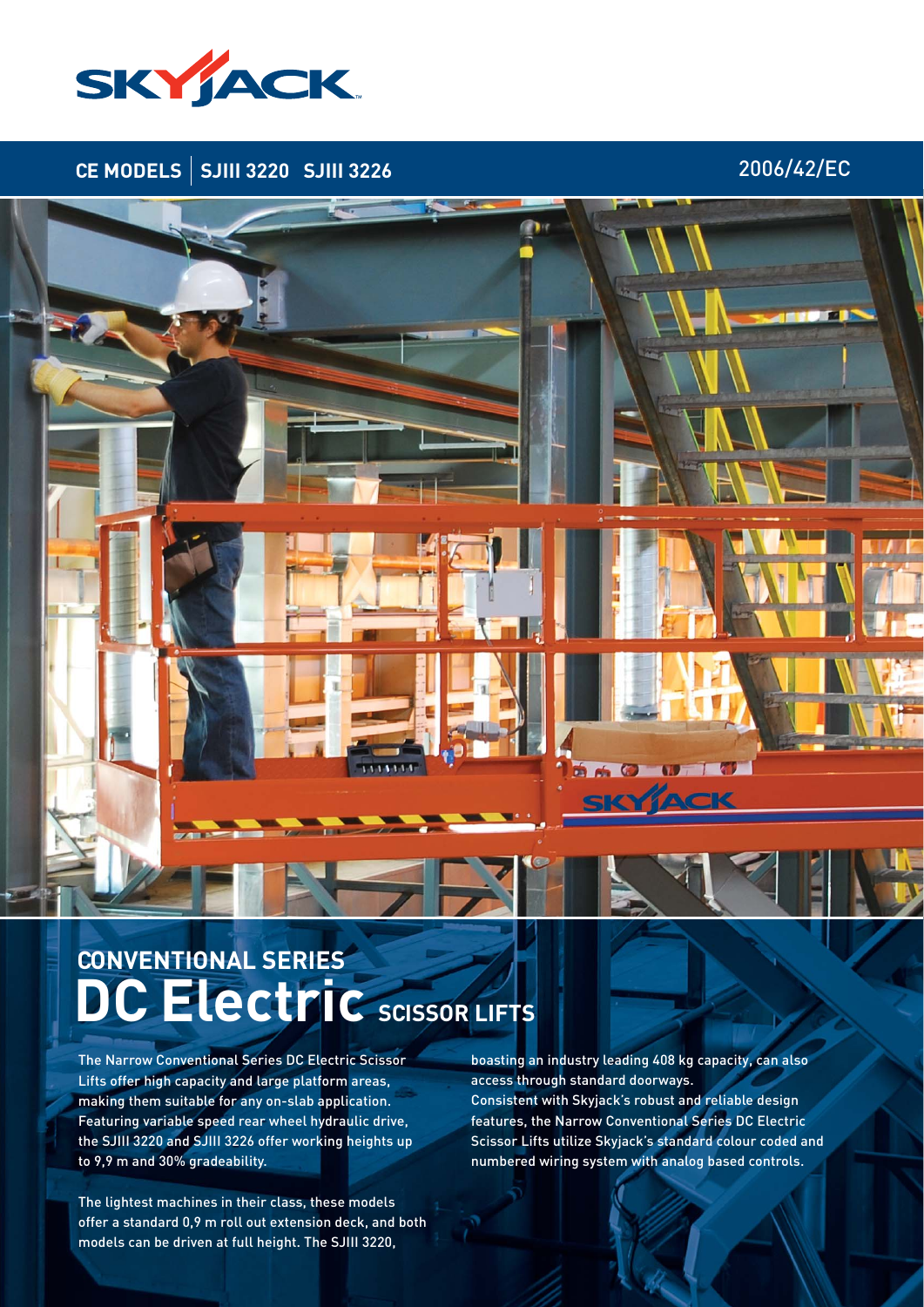SKYJACK

CE MODELS | SJIII 3220 SJIII 3226

2006/42/EC

## CONVENTIONAL SERIES

# DC Electric SCISSOR LIFTS

The Narrow Conventional Series DC Electric Scissor Lifts offer high capacity and large platform areas, making them suitable for any on-slab application. Featuring variable speed rear wheel hydraulic drive, the SJIII 3220 and SJIII 3226 offer working heights up to 9,9 m and 30% gradeability.

The lightest machines in their class, these models offer a standard 0,9 m roll out extension deck, and both models can be driven at full height. The SJIII 3220, boasting an industry leading 408 kg capacity, can also access through standard doorways.

Consistent with Skyjack's robust and reliable design features, the Narrow Conventional Series DC Electric Scissor Lifts utilize Skyjack's standard colour coded and numbered wiring system with analog based controls.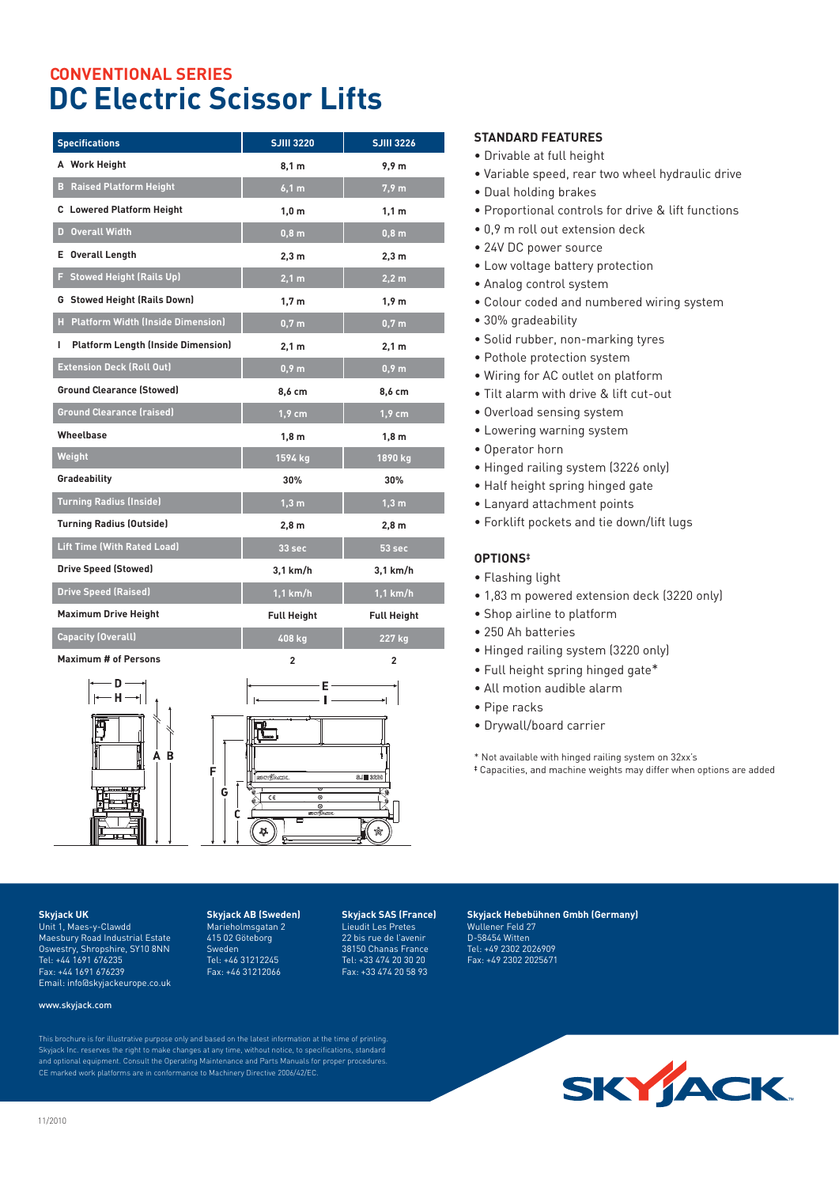## CONVENTIONAL SERIES

# DC Electric Scissor Lifts

| Specifications | SJIII 3220 | SJIII 3226 |
|---|---|---|
| A Work Height | 8,1 m | 9,9 m |
| B Raised Platform Height | 6,1 m | 7,9 m |
| C Lowered Platform Height | 1,0 m | 1,1 m |
| D Overall Width | 0,8 m | 0,8 m |
| E Overall Length | 2,3 m | 2,3 m |
| F Stowed Height (Rails Up) | 2,1 m | 2,2 m |
| G Stowed Height (Rails Down) | 1,7 m | 1,9 m |
| H Platform Width (Inside Dimension) | 0,7 m | 0,7 m |
| I Platform Length (Inside Dimension) | 2,1 m | 2,1 m |
| Extension Deck (Roll Out) | 0,9 m | 0,9 m |
| Ground Clearance (Stowed) | 8,6 cm | 8,6 cm |
| Ground Clearance (raised) | 1,9 cm | 1,9 cm |
| Wheelbase | 1,8 m | 1,8 m |
| Weight | 1594 kg | 1890 kg |
| Gradeability | 30% | 30% |
| Turning Radius (Inside) | 1,3 m | 1,3 m |
| Turning Radius (Outside) | 2,8 m | 2,8 m |
| Lift Time (With Rated Load) | 33 sec | 53 sec |
| Drive Speed (Stowed) | 3,1 km/h | 3,1 km/h |
| Drive Speed (Raised) | 1,1 km/h | 1,1 km/h |
| Maximum Drive Height | Full Height | Full Height |
| Capacity (Overall) | 408 kg | 227 kg |
| Maximum # of Persons | 2 | 2 |

### STANDARD FEATURES

- Drivable at full height
- Variable speed, rear two wheel hydraulic drive
- Dual holding brakes
- Proportional controls for drive & lift functions
- 0,9 m roll out extension deck
- 24V DC power source
- Low voltage battery protection
- Analog control system
- Colour coded and numbered wiring system
- 30% gradeability
- Solid rubber, non-marking tyres
- Pothole protection system
- Wiring for AC outlet on platform
- Tilt alarm with drive & lift cut-out
- Overload sensing system
- Lowering warning system
- Operator horn
- Hinged railing system (3226 only)
- Half height spring hinged gate
- Lanyard attachment points
- Forklift pockets and tie down/lift lugs

### OPTIONS‡

- Flashing light
- 1,83 m powered extension deck (3220 only)
- Shop airline to platform
- 250 Ah batteries
- Hinged railing system (3220 only)
- Full height spring hinged gate*
- All motion audible alarm
- Pipe racks
- Drywall/board carrier

\* Not available with hinged railing system on 32xx's

‡ Capacities, and machine weights may differ when options are added

**Skyjack UK**
Unit 1, Maes-y-Clawdd
Maesbury Road Industrial Estate
Oswestry, Shropshire, SY10 8NN
Tel: +44 1691 676235
Fax: +44 1691 676239
Email: info@skyjackeurope.co.uk

**Skyjack AB (Sweden)**
Marieholmsgatan 2
415 02 Göteborg
Sweden
Tel: +46 31212245
Fax: +46 31212066

**Skyjack SAS (France)**
Lieudit Les Pretes
22 bis rue de l'avenir
38150 Chanas France
Tel: +33 474 20 30 20
Fax: +33 474 20 58 93

**Skyjack Hebebühnen Gmbh (Germany)**
Wullener Feld 27
D-58454 Witten
Tel: +49 2302 2026909
Fax: +49 2302 2025671

www.skyjack.com

This brochure is for illustrative purpose only and based on the latest information at the time of printing. Skyjack Inc. reserves the right to make changes at any time, without notice, to specifications, standard and optional equipment. Consult the Operating Maintenance and Parts Manuals for proper procedures. CE marked work platforms are in conformance to Machinery Directive 2006/42/EC.

11/2010